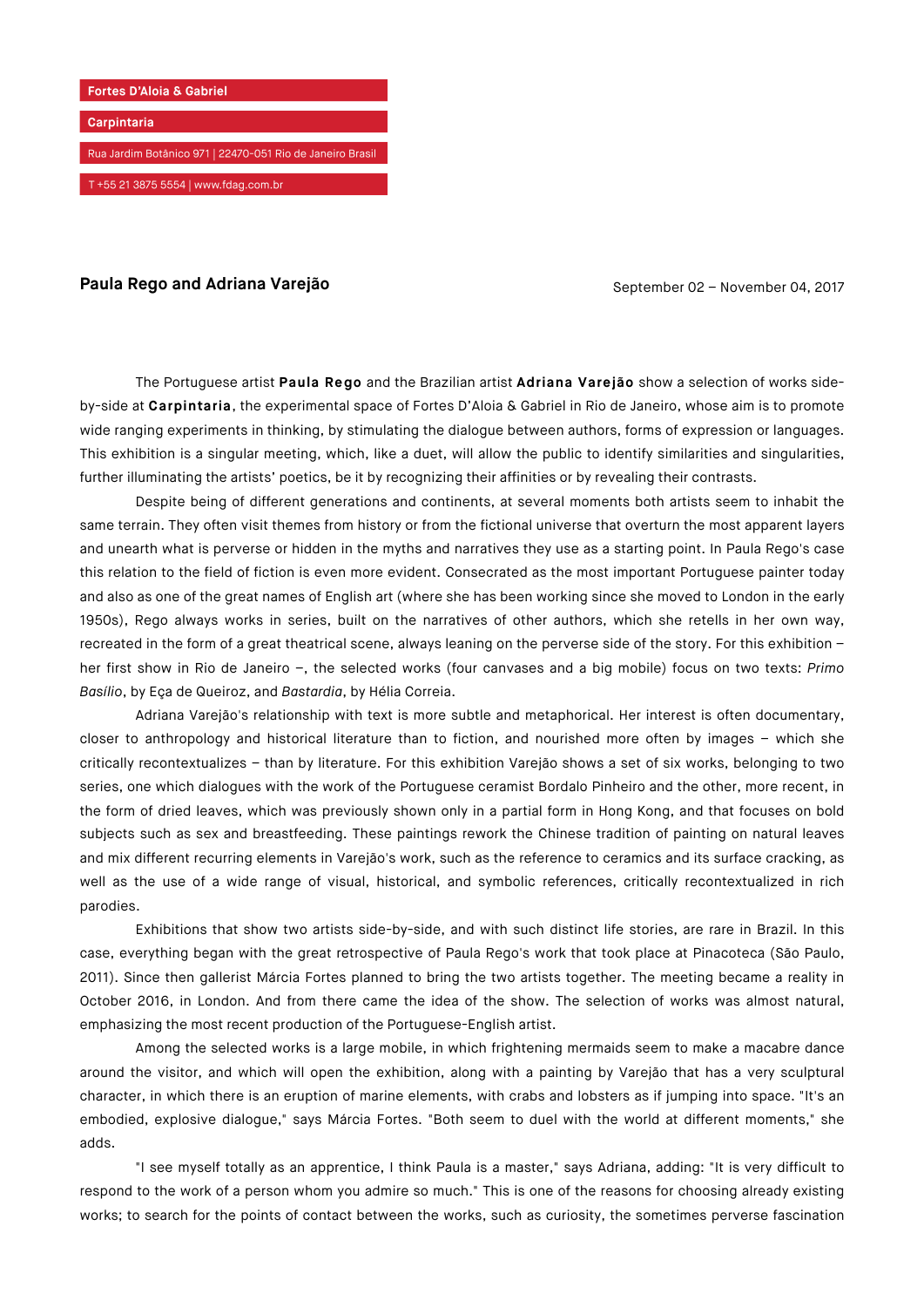Fortes D'Aloia & Gabriel

Carpintaria

Rua Jardim Botânico 971 | 22470-051 Rio de Janeiro Brasil

T +55 21 3875 5554 | www.fdag.com.br

## Paula Rego and Adriana Varejão

September 02 – November 04, 2017

The Portuguese artist **Paula Rego** and the Brazilian artist **Adriana Varejão** show a selection of works side-by-side at **Carpintaria**, the experimental space of Fortes D'Aloia & Gabriel in Rio de Janeiro, whose aim is to promote wide ranging experiments in thinking, by stimulating the dialogue between authors, forms of expression or languages. This exhibition is a singular meeting, which, like a duet, will allow the public to identify similarities and singularities, further illuminating the artists' poetics, be it by recognizing their affinities or by revealing their contrasts.

Despite being of different generations and continents, at several moments both artists seem to inhabit the same terrain. They often visit themes from history or from the fictional universe that overturn the most apparent layers and unearth what is perverse or hidden in the myths and narratives they use as a starting point. In Paula Rego's case this relation to the field of fiction is even more evident. Consecrated as the most important Portuguese painter today and also as one of the great names of English art (where she has been working since she moved to London in the early 1950s), Rego always works in series, built on the narratives of other authors, which she retells in her own way, recreated in the form of a great theatrical scene, always leaning on the perverse side of the story. For this exhibition – her first show in Rio de Janeiro –, the selected works (four canvases and a big mobile) focus on two texts: *Primo Basílio*, by Eça de Queiroz, and *Bastardia*, by Hélia Correia.

Adriana Varejão's relationship with text is more subtle and metaphorical. Her interest is often documentary, closer to anthropology and historical literature than to fiction, and nourished more often by images – which she critically recontextualizes – than by literature. For this exhibition Varejão shows a set of six works, belonging to two series, one which dialogues with the work of the Portuguese ceramist Bordalo Pinheiro and the other, more recent, in the form of dried leaves, which was previously shown only in a partial form in Hong Kong, and that focuses on bold subjects such as sex and breastfeeding. These paintings rework the Chinese tradition of painting on natural leaves and mix different recurring elements in Varejão's work, such as the reference to ceramics and its surface cracking, as well as the use of a wide range of visual, historical, and symbolic references, critically recontextualized in rich parodies.

Exhibitions that show two artists side-by-side, and with such distinct life stories, are rare in Brazil. In this case, everything began with the great retrospective of Paula Rego's work that took place at Pinacoteca (São Paulo, 2011). Since then gallerist Márcia Fortes planned to bring the two artists together. The meeting became a reality in October 2016, in London. And from there came the idea of the show. The selection of works was almost natural, emphasizing the most recent production of the Portuguese-English artist.

Among the selected works is a large mobile, in which frightening mermaids seem to make a macabre dance around the visitor, and which will open the exhibition, along with a painting by Varejão that has a very sculptural character, in which there is an eruption of marine elements, with crabs and lobsters as if jumping into space. "It's an embodied, explosive dialogue," says Márcia Fortes. "Both seem to duel with the world at different moments," she adds.

"I see myself totally as an apprentice, I think Paula is a master," says Adriana, adding: "It is very difficult to respond to the work of a person whom you admire so much." This is one of the reasons for choosing already existing works; to search for the points of contact between the works, such as curiosity, the sometimes perverse fascination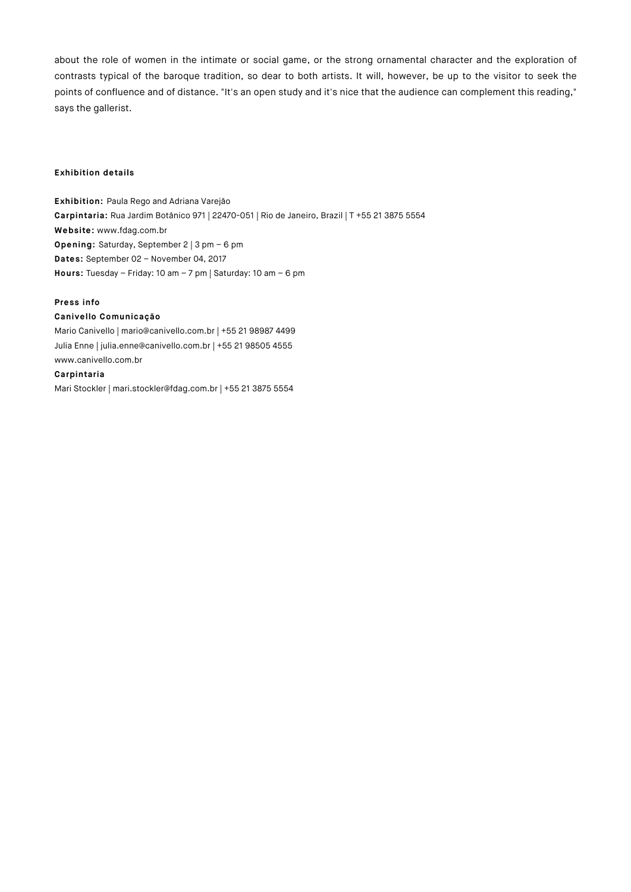about the role of women in the intimate or social game, or the strong ornamental character and the exploration of contrasts typical of the baroque tradition, so dear to both artists. It will, however, be up to the visitor to seek the points of confluence and of distance. "It's an open study and it's nice that the audience can complement this reading," says the gallerist.

**Exhibition details**

**Exhibition:** Paula Rego and Adriana Varejão
**Carpintaria:** Rua Jardim Botânico 971 | 22470-051 | Rio de Janeiro, Brazil | T +55 21 3875 5554
**Website:** www.fdag.com.br
**Opening:** Saturday, September 2 | 3 pm – 6 pm
**Dates:** September 02 – November 04, 2017
**Hours:** Tuesday – Friday: 10 am – 7 pm | Saturday: 10 am – 6 pm

**Press info**
**Canivello Comunicação**
Mario Canivello | mario@canivello.com.br | +55 21 98987 4499
Julia Enne | julia.enne@canivello.com.br | +55 21 98505 4555
www.canivello.com.br
**Carpintaria**
Mari Stockler | mari.stockler@fdag.com.br | +55 21 3875 5554